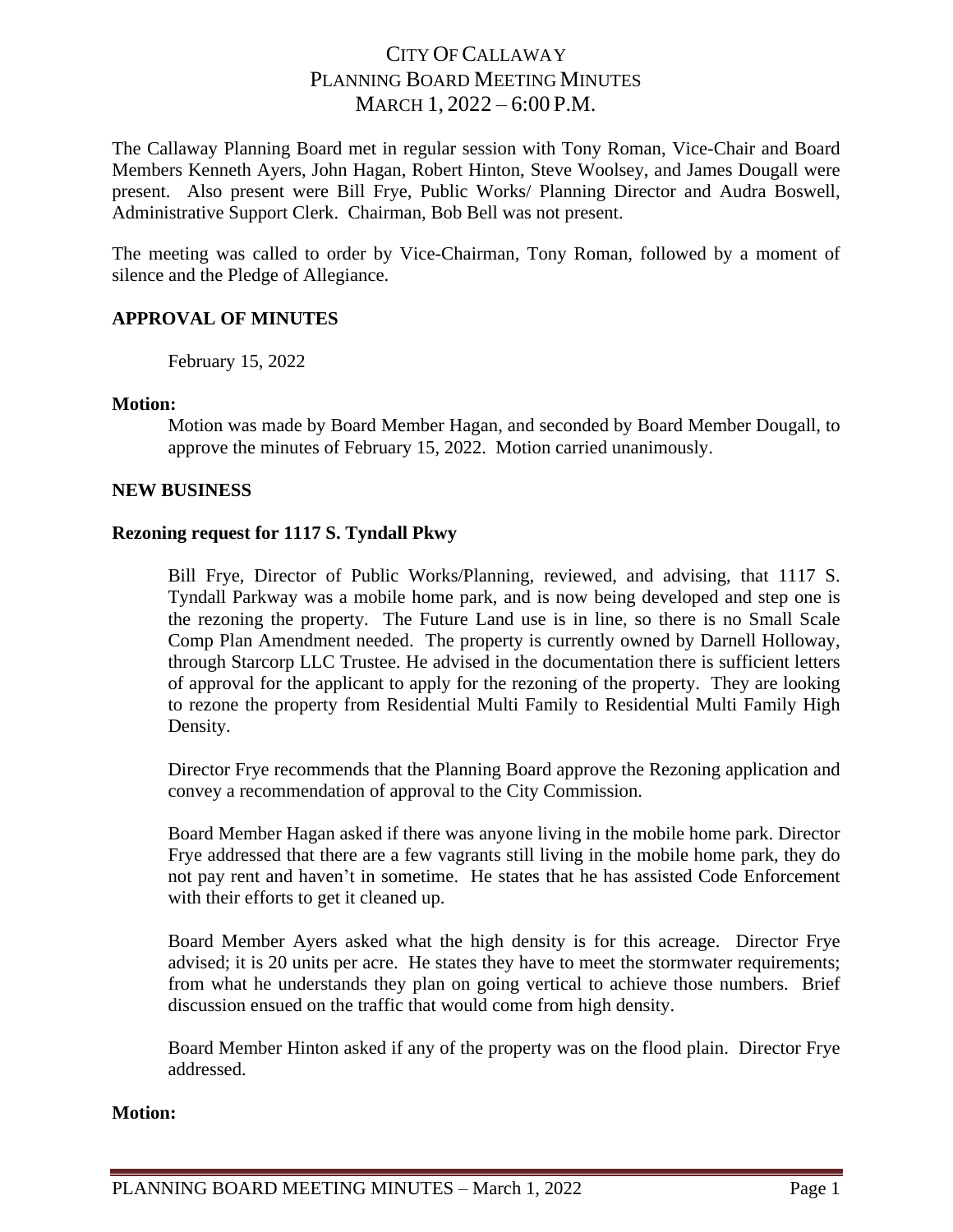# CITY OF CALLAWAY
## PLANNING BOARD MEETING MINUTES
## MARCH 1, 2022 – 6:00 P.M.

The Callaway Planning Board met in regular session with Tony Roman, Vice-Chair and Board Members Kenneth Ayers, John Hagan, Robert Hinton, Steve Woolsey, and James Dougall were present. Also present were Bill Frye, Public Works/ Planning Director and Audra Boswell, Administrative Support Clerk. Chairman, Bob Bell was not present.

The meeting was called to order by Vice-Chairman, Tony Roman, followed by a moment of silence and the Pledge of Allegiance.

**APPROVAL OF MINUTES**

February 15, 2022

**Motion:**

Motion was made by Board Member Hagan, and seconded by Board Member Dougall, to approve the minutes of February 15, 2022. Motion carried unanimously.

**NEW BUSINESS**

**Rezoning request for 1117 S. Tyndall Pkwy**

Bill Frye, Director of Public Works/Planning, reviewed, and advising, that 1117 S. Tyndall Parkway was a mobile home park, and is now being developed and step one is the rezoning the property. The Future Land use is in line, so there is no Small Scale Comp Plan Amendment needed. The property is currently owned by Darnell Holloway, through Starcorp LLC Trustee. He advised in the documentation there is sufficient letters of approval for the applicant to apply for the rezoning of the property. They are looking to rezone the property from Residential Multi Family to Residential Multi Family High Density.

Director Frye recommends that the Planning Board approve the Rezoning application and convey a recommendation of approval to the City Commission.

Board Member Hagan asked if there was anyone living in the mobile home park. Director Frye addressed that there are a few vagrants still living in the mobile home park, they do not pay rent and haven't in sometime. He states that he has assisted Code Enforcement with their efforts to get it cleaned up.

Board Member Ayers asked what the high density is for this acreage. Director Frye advised; it is 20 units per acre. He states they have to meet the stormwater requirements; from what he understands they plan on going vertical to achieve those numbers. Brief discussion ensued on the traffic that would come from high density.

Board Member Hinton asked if any of the property was on the flood plain. Director Frye addressed.

**Motion:**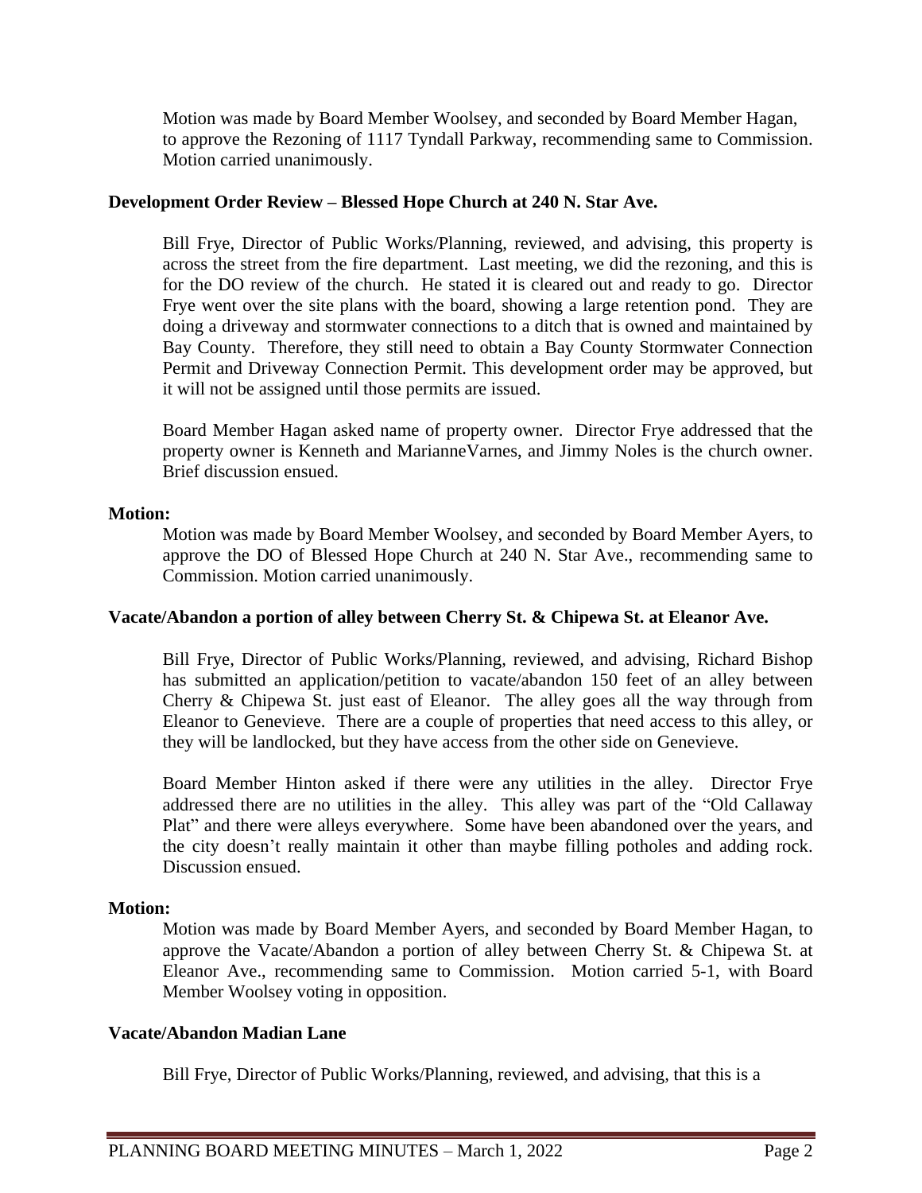Motion was made by Board Member Woolsey, and seconded by Board Member Hagan, to approve the Rezoning of 1117 Tyndall Parkway, recommending same to Commission. Motion carried unanimously.

**Development Order Review – Blessed Hope Church at 240 N. Star Ave.**

Bill Frye, Director of Public Works/Planning, reviewed, and advising, this property is across the street from the fire department. Last meeting, we did the rezoning, and this is for the DO review of the church. He stated it is cleared out and ready to go. Director Frye went over the site plans with the board, showing a large retention pond. They are doing a driveway and stormwater connections to a ditch that is owned and maintained by Bay County. Therefore, they still need to obtain a Bay County Stormwater Connection Permit and Driveway Connection Permit. This development order may be approved, but it will not be assigned until those permits are issued.

Board Member Hagan asked name of property owner. Director Frye addressed that the property owner is Kenneth and MarianneVarnes, and Jimmy Noles is the church owner. Brief discussion ensued.

**Motion:**

Motion was made by Board Member Woolsey, and seconded by Board Member Ayers, to approve the DO of Blessed Hope Church at 240 N. Star Ave., recommending same to Commission. Motion carried unanimously.

**Vacate/Abandon a portion of alley between Cherry St. & Chipewa St. at Eleanor Ave.**

Bill Frye, Director of Public Works/Planning, reviewed, and advising, Richard Bishop has submitted an application/petition to vacate/abandon 150 feet of an alley between Cherry & Chipewa St. just east of Eleanor. The alley goes all the way through from Eleanor to Genevieve. There are a couple of properties that need access to this alley, or they will be landlocked, but they have access from the other side on Genevieve.

Board Member Hinton asked if there were any utilities in the alley. Director Frye addressed there are no utilities in the alley. This alley was part of the "Old Callaway Plat" and there were alleys everywhere. Some have been abandoned over the years, and the city doesn't really maintain it other than maybe filling potholes and adding rock. Discussion ensued.

**Motion:**

Motion was made by Board Member Ayers, and seconded by Board Member Hagan, to approve the Vacate/Abandon a portion of alley between Cherry St. & Chipewa St. at Eleanor Ave., recommending same to Commission. Motion carried 5-1, with Board Member Woolsey voting in opposition.

**Vacate/Abandon Madian Lane**

Bill Frye, Director of Public Works/Planning, reviewed, and advising, that this is a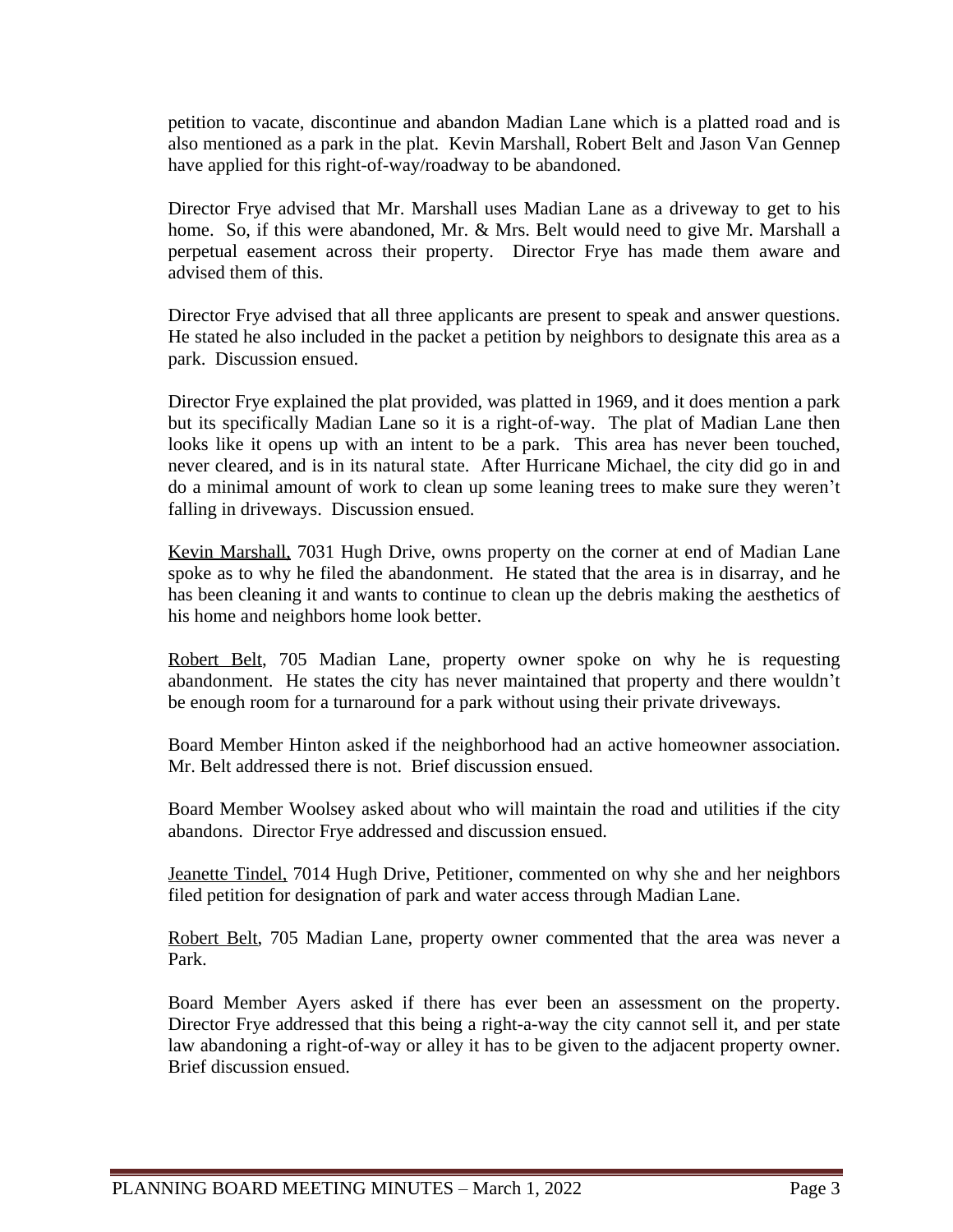petition to vacate, discontinue and abandon Madian Lane which is a platted road and is also mentioned as a park in the plat. Kevin Marshall, Robert Belt and Jason Van Gennep have applied for this right-of-way/roadway to be abandoned.

Director Frye advised that Mr. Marshall uses Madian Lane as a driveway to get to his home. So, if this were abandoned, Mr. & Mrs. Belt would need to give Mr. Marshall a perpetual easement across their property. Director Frye has made them aware and advised them of this.

Director Frye advised that all three applicants are present to speak and answer questions. He stated he also included in the packet a petition by neighbors to designate this area as a park. Discussion ensued.

Director Frye explained the plat provided, was platted in 1969, and it does mention a park but its specifically Madian Lane so it is a right-of-way. The plat of Madian Lane then looks like it opens up with an intent to be a park. This area has never been touched, never cleared, and is in its natural state. After Hurricane Michael, the city did go in and do a minimal amount of work to clean up some leaning trees to make sure they weren't falling in driveways. Discussion ensued.

Kevin Marshall, 7031 Hugh Drive, owns property on the corner at end of Madian Lane spoke as to why he filed the abandonment. He stated that the area is in disarray, and he has been cleaning it and wants to continue to clean up the debris making the aesthetics of his home and neighbors home look better.

Robert Belt, 705 Madian Lane, property owner spoke on why he is requesting abandonment. He states the city has never maintained that property and there wouldn't be enough room for a turnaround for a park without using their private driveways.

Board Member Hinton asked if the neighborhood had an active homeowner association. Mr. Belt addressed there is not. Brief discussion ensued.

Board Member Woolsey asked about who will maintain the road and utilities if the city abandons. Director Frye addressed and discussion ensued.

Jeanette Tindel, 7014 Hugh Drive, Petitioner, commented on why she and her neighbors filed petition for designation of park and water access through Madian Lane.

Robert Belt, 705 Madian Lane, property owner commented that the area was never a Park.

Board Member Ayers asked if there has ever been an assessment on the property. Director Frye addressed that this being a right-a-way the city cannot sell it, and per state law abandoning a right-of-way or alley it has to be given to the adjacent property owner. Brief discussion ensued.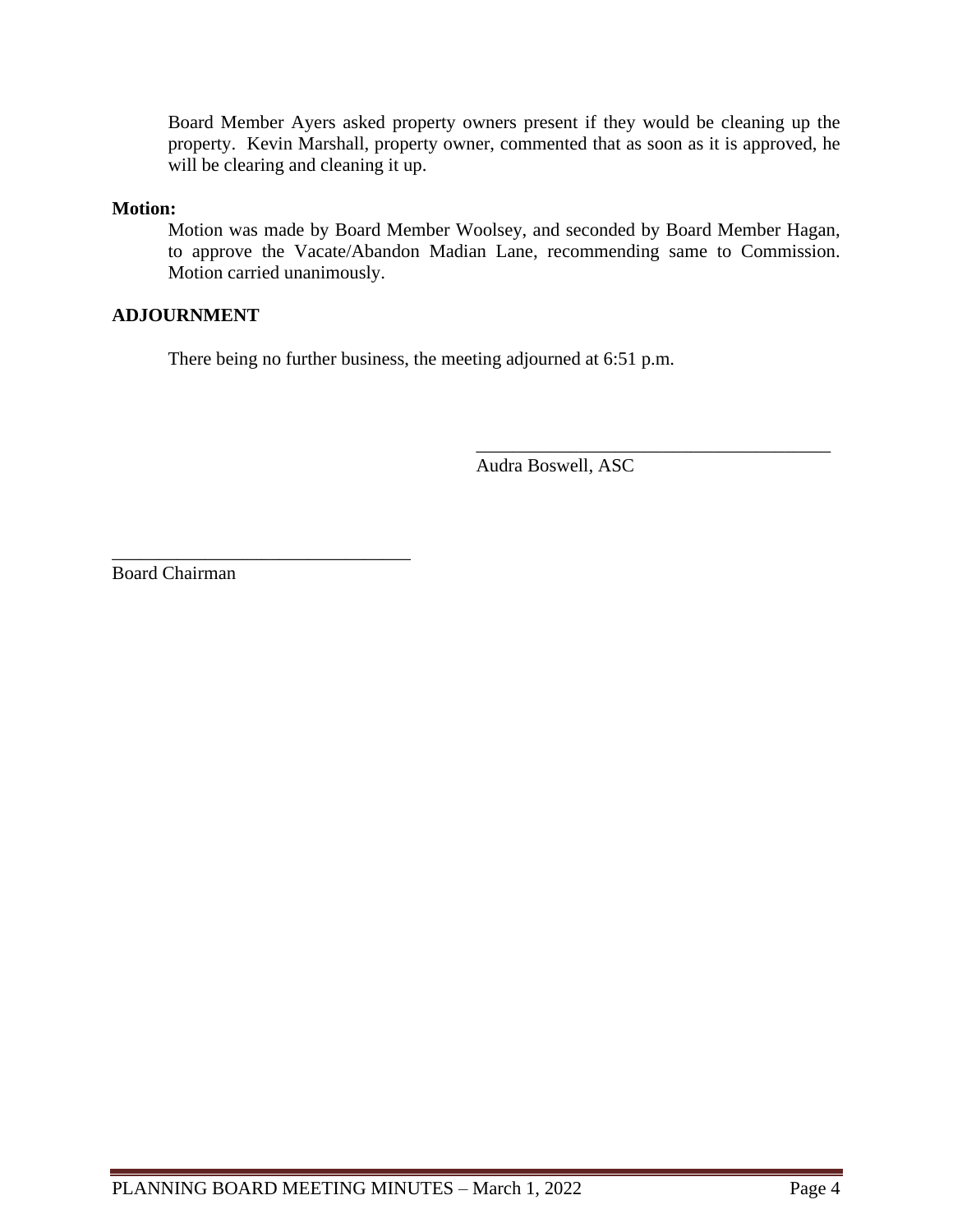Board Member Ayers asked property owners present if they would be cleaning up the property. Kevin Marshall, property owner, commented that as soon as it is approved, he will be clearing and cleaning it up.

**Motion:**

Motion was made by Board Member Woolsey, and seconded by Board Member Hagan, to approve the Vacate/Abandon Madian Lane, recommending same to Commission. Motion carried unanimously.

**ADJOURNMENT**

There being no further business, the meeting adjourned at 6:51 p.m.

\_\_\_\_\_\_\_\_\_\_\_\_\_\_\_\_\_\_\_\_\_\_\_\_\_\_\_\_\_\_\_\_\_\_\_\_\_\_\_\_
Audra Boswell, ASC

\_\_\_\_\_\_\_\_\_\_\_\_\_\_\_\_\_\_\_\_\_\_\_\_\_\_\_\_\_\_\_\_\_\_
Board Chairman